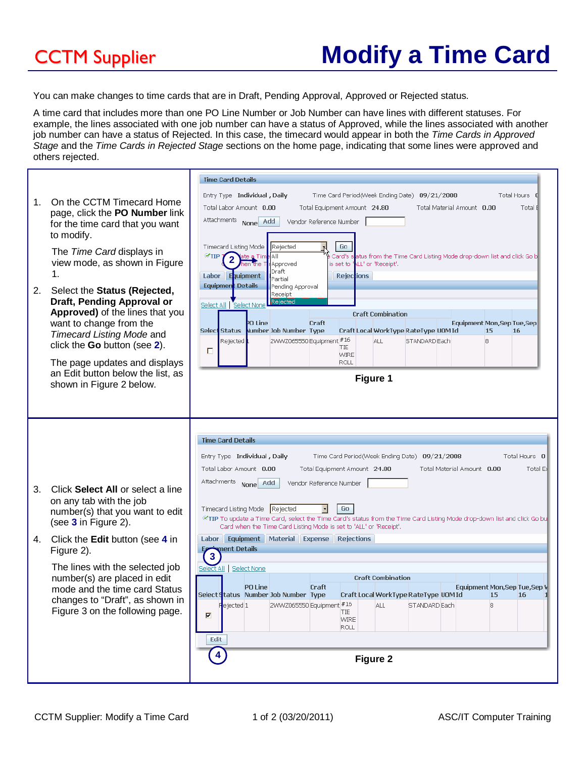# CCTM Supplier

# Modify a Time Card

You can make changes to time cards that are in Draft, Pending Approval, Approved or Rejected status.

A time card that includes more than one PO Line Number or Job Number can have lines with different statuses. For example, the lines associated with one job number can have a status of Approved, while the lines associated with another job number can have a status of Rejected. In this case, the timecard would appear in both the *Time Cards in Approved Stage* and the *Time Cards in Rejected Stage* sections on the home page, indicating that some lines were approved and others rejected.

1. On the CCTM Timecard Home page, click the **PO Number** link for the time card that you want to modify.

   The *Time Card* displays in view mode, as shown in Figure 1.

2. Select the **Status (Rejected, Draft, Pending Approval or Approved)** of the lines that you want to change from the *Timecard Listing Mode* and click the **Go** button (see **2**).

   The page updates and displays an Edit button below the list, as shown in Figure 2 below.

Figure 1

3. Click **Select All** or select a line on any tab with the job number(s) that you want to edit (see **3** in Figure 2).

4. Click the **Edit** button (see **4** in Figure 2).

   The lines with the selected job number(s) are placed in edit mode and the time card Status changes to "Draft", as shown in Figure 3 on the following page.

Figure 2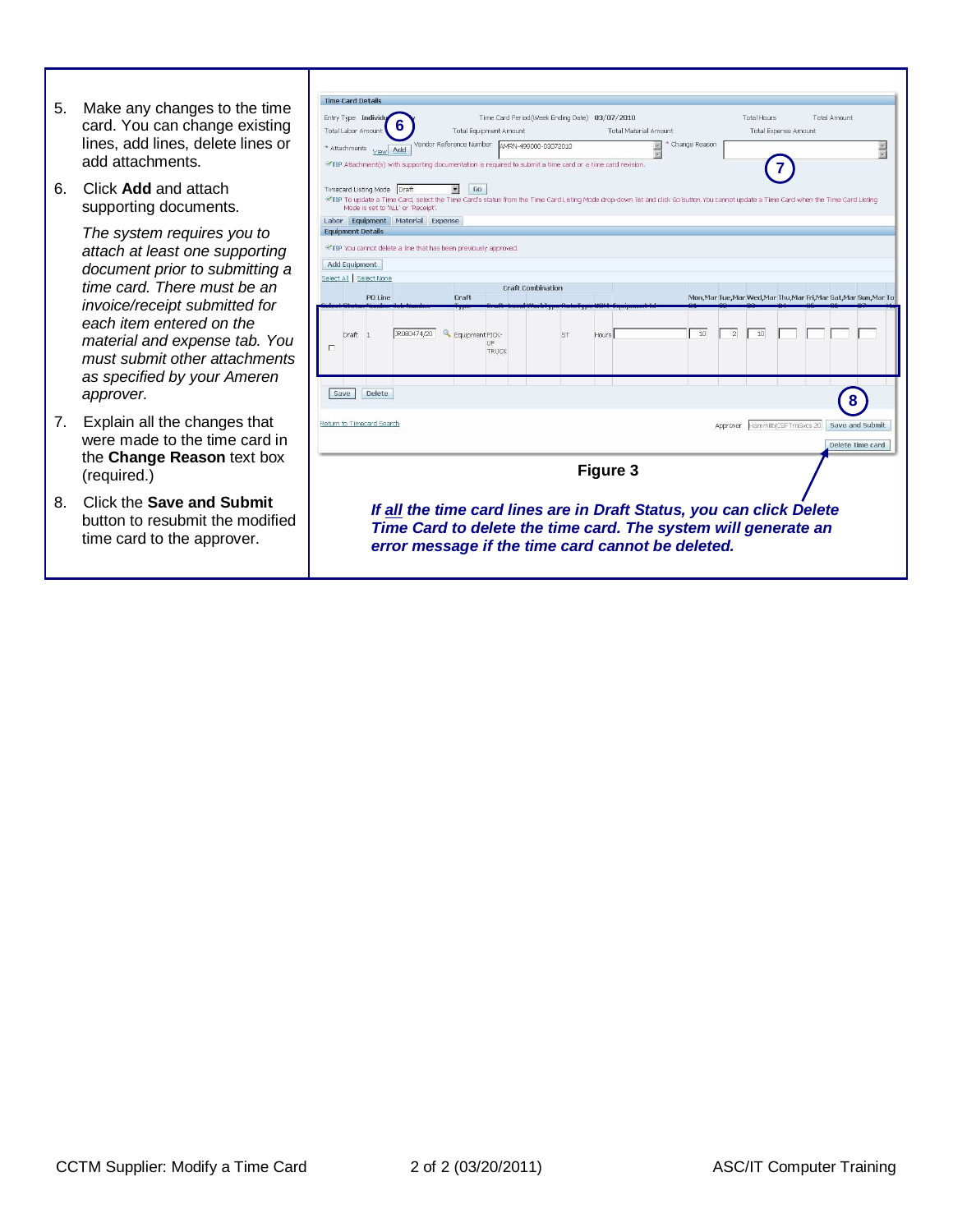5. Make any changes to the time card. You can change existing lines, delete lines or add attachments.
6. Click **Add** and attach supporting documents.

   *The system requires you to attach at least one supporting document prior to submitting a time card. There must be an invoice/receipt submitted for each item entered on the material and expense tab. You must submit other attachments as specified by your Ameren approver.*
7. Explain all the changes that were made to the time card in the **Change Reason** text box (required.)
8. Click the **Save and Submit** button to resubmit the modified time card to the approver.

Figure 3

***If all the time card lines are in Draft Status, you can click Delete Time Card to delete the time card. The system will generate an error message if the time card cannot be deleted.***